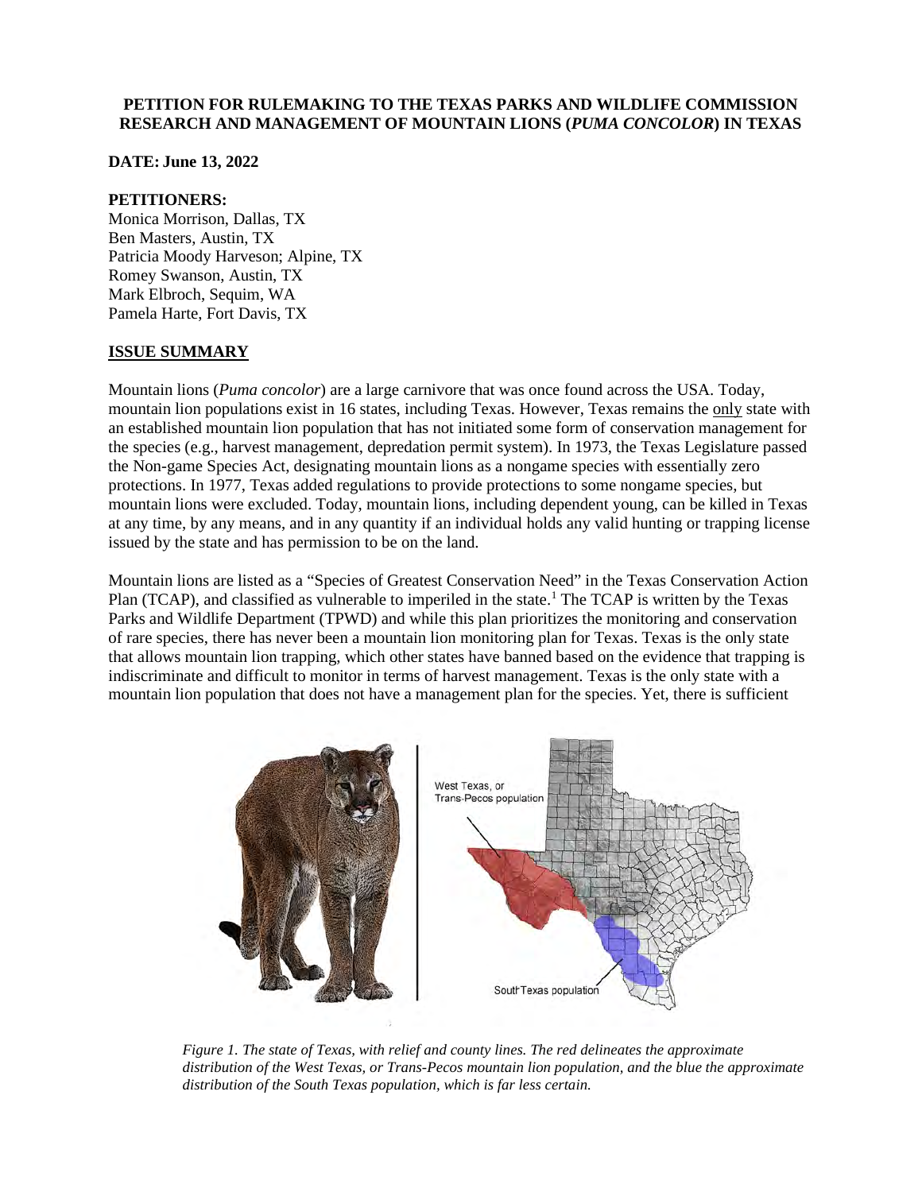**PETITION FOR RULEMAKING TO THE TEXAS PARKS AND WILDLIFE COMMISSION RESEARCH AND MANAGEMENT OF MOUNTAIN LIONS (*PUMA CONCOLOR*) IN TEXAS**

**DATE: June 13, 2022**

**PETITIONERS:**
Monica Morrison, Dallas, TX
Ben Masters, Austin, TX
Patricia Moody Harveson; Alpine, TX
Romey Swanson, Austin, TX
Mark Elbroch, Sequim, WA
Pamela Harte, Fort Davis, TX

## ISSUE SUMMARY

Mountain lions (*Puma concolor*) are a large carnivore that was once found across the USA. Today, mountain lion populations exist in 16 states, including Texas. However, Texas remains the only state with an established mountain lion population that has not initiated some form of conservation management for the species (e.g., harvest management, depredation permit system). In 1973, the Texas Legislature passed the Non-game Species Act, designating mountain lions as a nongame species with essentially zero protections. In 1977, Texas added regulations to provide protections to some nongame species, but mountain lions were excluded. Today, mountain lions, including dependent young, can be killed in Texas at any time, by any means, and in any quantity if an individual holds any valid hunting or trapping license issued by the state and has permission to be on the land.

Mountain lions are listed as a "Species of Greatest Conservation Need" in the Texas Conservation Action Plan (TCAP), and classified as vulnerable to imperiled in the state.[1] The TCAP is written by the Texas Parks and Wildlife Department (TPWD) and while this plan prioritizes the monitoring and conservation of rare species, there has never been a mountain lion monitoring plan for Texas. Texas is the only state that allows mountain lion trapping, which other states have banned based on the evidence that trapping is indiscriminate and difficult to monitor in terms of harvest management. Texas is the only state with a mountain lion population that does not have a management plan for the species. Yet, there is sufficient

*Figure 1. The state of Texas, with relief and county lines. The red delineates the approximate distribution of the West Texas, or Trans-Pecos mountain lion population, and the blue the approximate distribution of the South Texas population, which is far less certain.*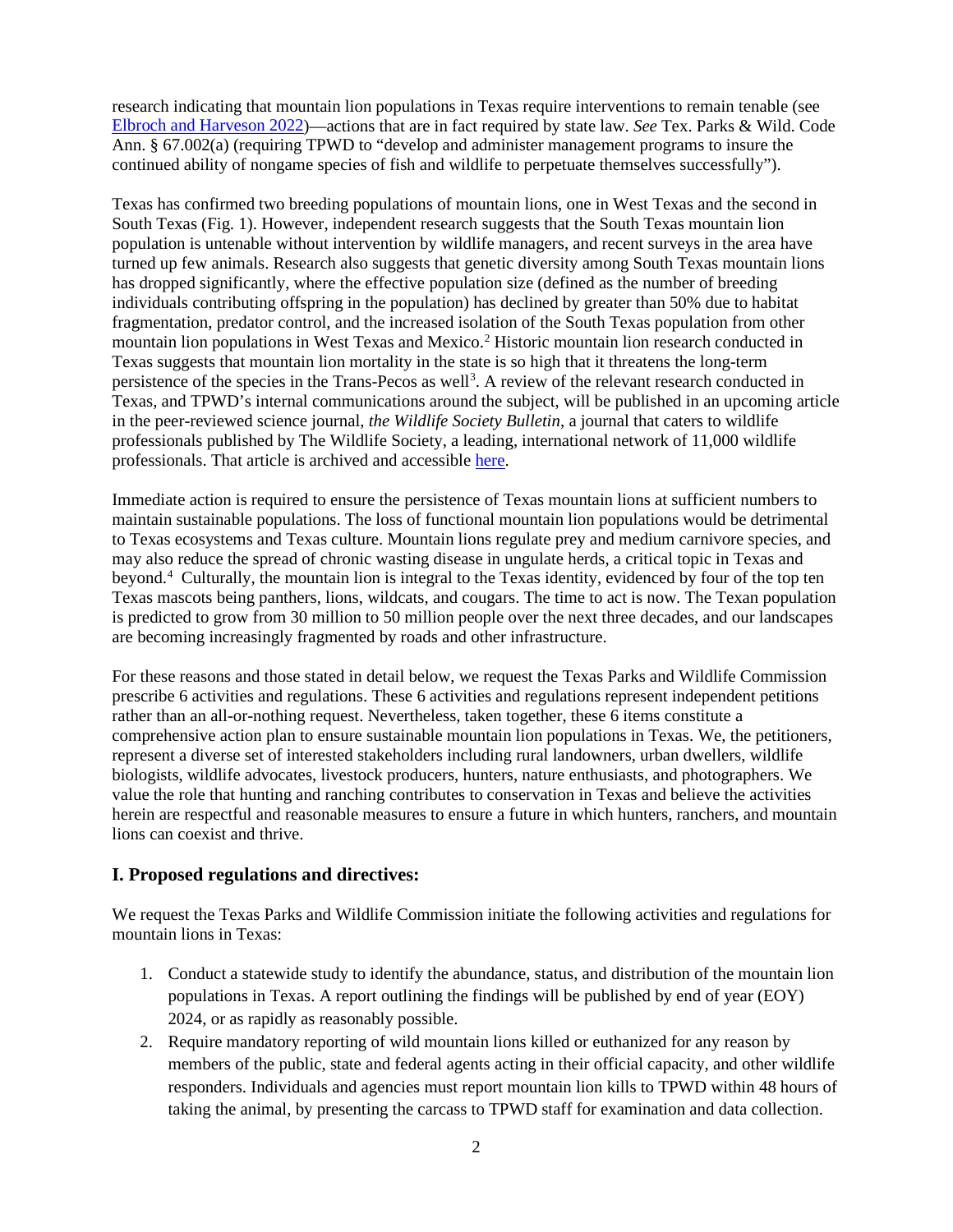research indicating that mountain lion populations in Texas require interventions to remain tenable (see Elbroch and Harveson 2022)—actions that are in fact required by state law. *See* Tex. Parks & Wild. Code Ann. § 67.002(a) (requiring TPWD to "develop and administer management programs to insure the continued ability of nongame species of fish and wildlife to perpetuate themselves successfully").

Texas has confirmed two breeding populations of mountain lions, one in West Texas and the second in South Texas (Fig. 1). However, independent research suggests that the South Texas mountain lion population is untenable without intervention by wildlife managers, and recent surveys in the area have turned up few animals. Research also suggests that genetic diversity among South Texas mountain lions has dropped significantly, where the effective population size (defined as the number of breeding individuals contributing offspring in the population) has declined by greater than 50% due to habitat fragmentation, predator control, and the increased isolation of the South Texas population from other mountain lion populations in West Texas and Mexico.[2] Historic mountain lion research conducted in Texas suggests that mountain lion mortality in the state is so high that it threatens the long-term persistence of the species in the Trans-Pecos as well[3]. A review of the relevant research conducted in Texas, and TPWD's internal communications around the subject, will be published in an upcoming article in the peer-reviewed science journal, *the Wildlife Society Bulletin*, a journal that caters to wildlife professionals published by The Wildlife Society, a leading, international network of 11,000 wildlife professionals. That article is archived and accessible here.

Immediate action is required to ensure the persistence of Texas mountain lions at sufficient numbers to maintain sustainable populations. The loss of functional mountain lion populations would be detrimental to Texas ecosystems and Texas culture. Mountain lions regulate prey and medium carnivore species, and may also reduce the spread of chronic wasting disease in ungulate herds, a critical topic in Texas and beyond.[4] Culturally, the mountain lion is integral to the Texas identity, evidenced by four of the top ten Texas mascots being panthers, lions, wildcats, and cougars. The time to act is now. The Texan population is predicted to grow from 30 million to 50 million people over the next three decades, and our landscapes are becoming increasingly fragmented by roads and other infrastructure.

For these reasons and those stated in detail below, we request the Texas Parks and Wildlife Commission prescribe 6 activities and regulations. These 6 activities and regulations represent independent petitions rather than an all-or-nothing request. Nevertheless, taken together, these 6 items constitute a comprehensive action plan to ensure sustainable mountain lion populations in Texas. We, the petitioners, represent a diverse set of interested stakeholders including rural landowners, urban dwellers, wildlife biologists, wildlife advocates, livestock producers, hunters, nature enthusiasts, and photographers. We value the role that hunting and ranching contributes to conservation in Texas and believe the activities herein are respectful and reasonable measures to ensure a future in which hunters, ranchers, and mountain lions can coexist and thrive.

## I. Proposed regulations and directives:

We request the Texas Parks and Wildlife Commission initiate the following activities and regulations for mountain lions in Texas:

1. Conduct a statewide study to identify the abundance, status, and distribution of the mountain lion populations in Texas. A report outlining the findings will be published by end of year (EOY) 2024, or as rapidly as reasonably possible.
2. Require mandatory reporting of wild mountain lions killed or euthanized for any reason by members of the public, state and federal agents acting in their official capacity, and other wildlife responders. Individuals and agencies must report mountain lion kills to TPWD within 48 hours of taking the animal, by presenting the carcass to TPWD staff for examination and data collection.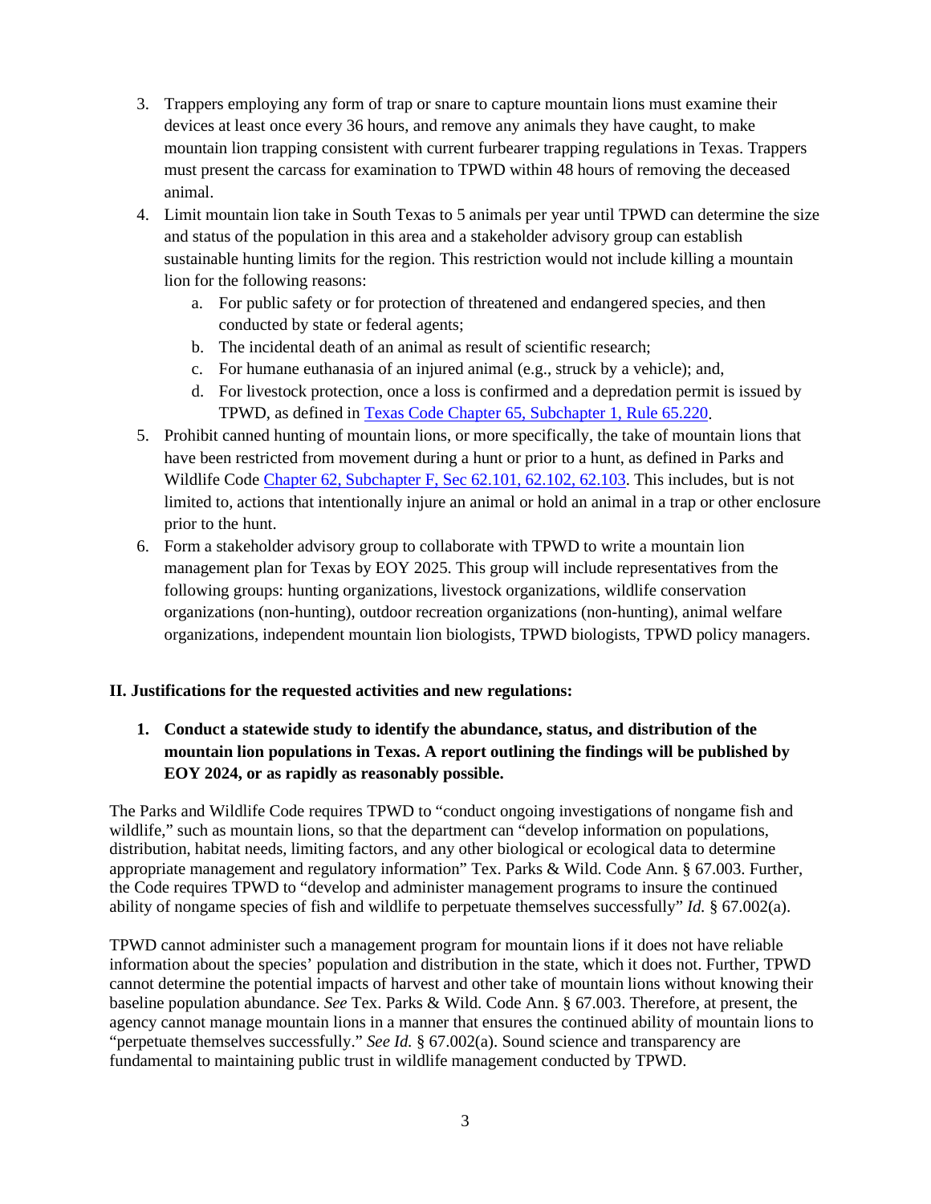3. Trappers employing any form of trap or snare to capture mountain lions must examine their devices at least once every 36 hours, and remove any animals they have caught, to make mountain lion trapping consistent with current furbearer trapping regulations in Texas. Trappers must present the carcass for examination to TPWD within 48 hours of removing the deceased animal.
4. Limit mountain lion take in South Texas to 5 animals per year until TPWD can determine the size and status of the population in this area and a stakeholder advisory group can establish sustainable hunting limits for the region. This restriction would not include killing a mountain lion for the following reasons:
   a. For public safety or for protection of threatened and endangered species, and then conducted by state or federal agents;
   b. The incidental death of an animal as result of scientific research;
   c. For humane euthanasia of an injured animal (e.g., struck by a vehicle); and,
   d. For livestock protection, once a loss is confirmed and a depredation permit is issued by TPWD, as defined in [Texas Code Chapter 65, Subchapter 1, Rule 65.220](#).
5. Prohibit canned hunting of mountain lions, or more specifically, the take of mountain lions that have been restricted from movement during a hunt or prior to a hunt, as defined in Parks and Wildlife Code [Chapter 62, Subchapter F, Sec 62.101, 62.102, 62.103](#). This includes, but is not limited to, actions that intentionally injure an animal or hold an animal in a trap or other enclosure prior to the hunt.
6. Form a stakeholder advisory group to collaborate with TPWD to write a mountain lion management plan for Texas by EOY 2025. This group will include representatives from the following groups: hunting organizations, livestock organizations, wildlife conservation organizations (non-hunting), outdoor recreation organizations (non-hunting), animal welfare organizations, independent mountain lion biologists, TPWD biologists, TPWD policy managers.

## II. Justifications for the requested activities and new regulations:

### 1. Conduct a statewide study to identify the abundance, status, and distribution of the mountain lion populations in Texas. A report outlining the findings will be published by EOY 2024, or as rapidly as reasonably possible.

The Parks and Wildlife Code requires TPWD to "conduct ongoing investigations of nongame fish and wildlife," such as mountain lions, so that the department can "develop information on populations, distribution, habitat needs, limiting factors, and any other biological or ecological data to determine appropriate management and regulatory information" Tex. Parks & Wild. Code Ann. § 67.003. Further, the Code requires TPWD to "develop and administer management programs to insure the continued ability of nongame species of fish and wildlife to perpetuate themselves successfully" *Id.* § 67.002(a).

TPWD cannot administer such a management program for mountain lions if it does not have reliable information about the species' population and distribution in the state, which it does not. Further, TPWD cannot determine the potential impacts of harvest and other take of mountain lions without knowing their baseline population abundance. *See* Tex. Parks & Wild. Code Ann. § 67.003. Therefore, at present, the agency cannot manage mountain lions in a manner that ensures the continued ability of mountain lions to "perpetuate themselves successfully." *See Id.* § 67.002(a). Sound science and transparency are fundamental to maintaining public trust in wildlife management conducted by TPWD.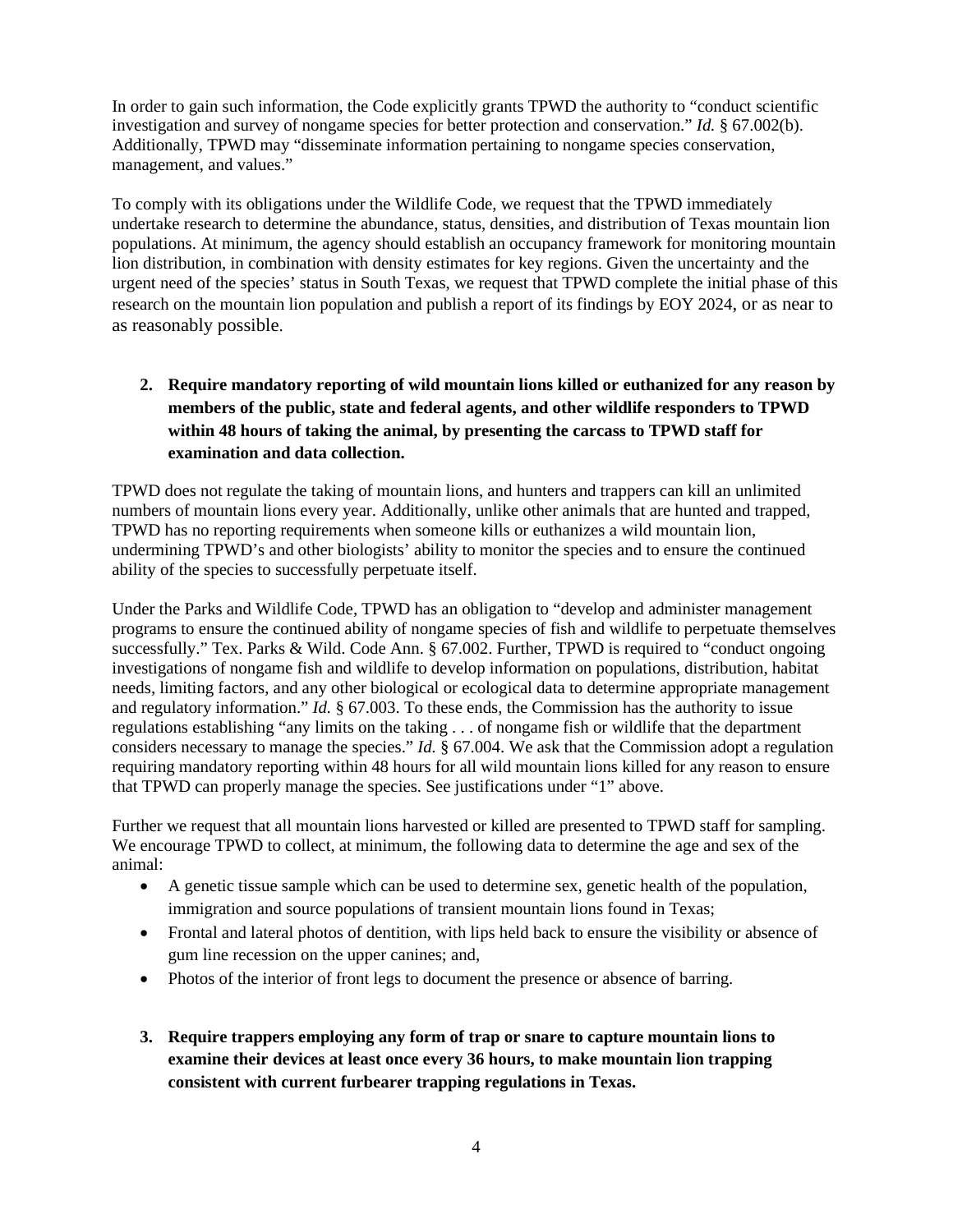In order to gain such information, the Code explicitly grants TPWD the authority to "conduct scientific investigation and survey of nongame species for better protection and conservation." *Id.* § 67.002(b). Additionally, TPWD may "disseminate information pertaining to nongame species conservation, management, and values."

To comply with its obligations under the Wildlife Code, we request that the TPWD immediately undertake research to determine the abundance, status, densities, and distribution of Texas mountain lion populations. At minimum, the agency should establish an occupancy framework for monitoring mountain lion distribution, in combination with density estimates for key regions. Given the uncertainty and the urgent need of the species' status in South Texas, we request that TPWD complete the initial phase of this research on the mountain lion population and publish a report of its findings by EOY 2024, or as near to as reasonably possible.

2. **Require mandatory reporting of wild mountain lions killed or euthanized for any reason by members of the public, state and federal agents, and other wildlife responders to TPWD within 48 hours of taking the animal, by presenting the carcass to TPWD staff for examination and data collection.**

TPWD does not regulate the taking of mountain lions, and hunters and trappers can kill an unlimited numbers of mountain lions every year. Additionally, unlike other animals that are hunted and trapped, TPWD has no reporting requirements when someone kills or euthanizes a wild mountain lion, undermining TPWD's and other biologists' ability to monitor the species and to ensure the continued ability of the species to successfully perpetuate itself.

Under the Parks and Wildlife Code, TPWD has an obligation to "develop and administer management programs to ensure the continued ability of nongame species of fish and wildlife to perpetuate themselves successfully." Tex. Parks & Wild. Code Ann. § 67.002. Further, TPWD is required to "conduct ongoing investigations of nongame fish and wildlife to develop information on populations, distribution, habitat needs, limiting factors, and any other biological or ecological data to determine appropriate management and regulatory information." *Id.* § 67.003. To these ends, the Commission has the authority to issue regulations establishing "any limits on the taking . . . of nongame fish or wildlife that the department considers necessary to manage the species." *Id.* § 67.004. We ask that the Commission adopt a regulation requiring mandatory reporting within 48 hours for all wild mountain lions killed for any reason to ensure that TPWD can properly manage the species. See justifications under "1" above.

Further we request that all mountain lions harvested or killed are presented to TPWD staff for sampling. We encourage TPWD to collect, at minimum, the following data to determine the age and sex of the animal:

- A genetic tissue sample which can be used to determine sex, genetic health of the population, immigration and source populations of transient mountain lions found in Texas;
- Frontal and lateral photos of dentition, with lips held back to ensure the visibility or absence of gum line recession on the upper canines; and,
- Photos of the interior of front legs to document the presence or absence of barring.

3. **Require trappers employing any form of trap or snare to capture mountain lions to examine their devices at least once every 36 hours, to make mountain lion trapping consistent with current furbearer trapping regulations in Texas.**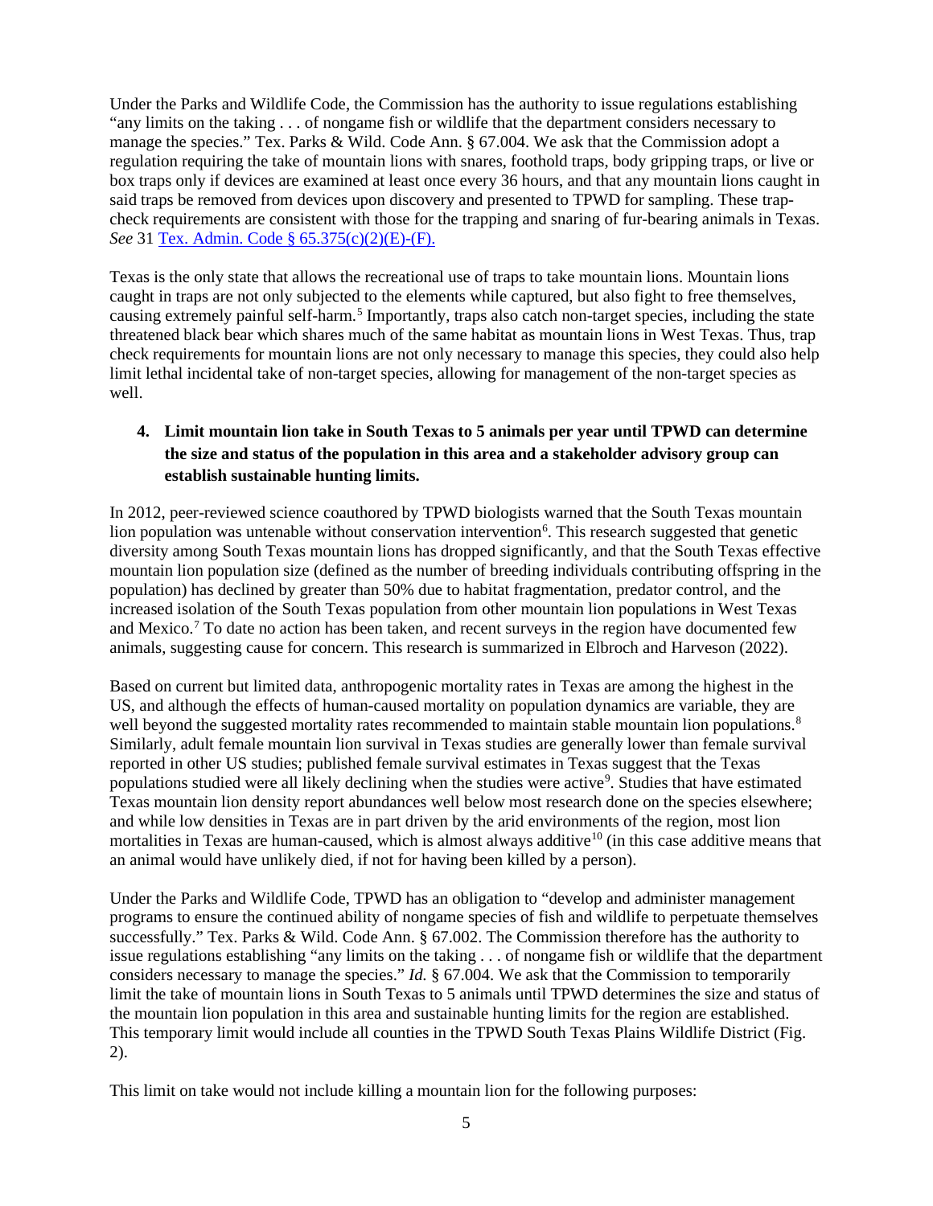Under the Parks and Wildlife Code, the Commission has the authority to issue regulations establishing "any limits on the taking . . . of nongame fish or wildlife that the department considers necessary to manage the species." Tex. Parks & Wild. Code Ann. § 67.004. We ask that the Commission adopt a regulation requiring the take of mountain lions with snares, foothold traps, body gripping traps, or live or box traps only if devices are examined at least once every 36 hours, and that any mountain lions caught in said traps be removed from devices upon discovery and presented to TPWD for sampling. These trap-check requirements are consistent with those for the trapping and snaring of fur-bearing animals in Texas. *See* 31 Tex. Admin. Code § 65.375(c)(2)(E)-(F).

Texas is the only state that allows the recreational use of traps to take mountain lions. Mountain lions caught in traps are not only subjected to the elements while captured, but also fight to free themselves, causing extremely painful self-harm.[5] Importantly, traps also catch non-target species, including the state threatened black bear which shares much of the same habitat as mountain lions in West Texas. Thus, trap check requirements for mountain lions are not only necessary to manage this species, they could also help limit lethal incidental take of non-target species, allowing for management of the non-target species as well.

4. **Limit mountain lion take in South Texas to 5 animals per year until TPWD can determine the size and status of the population in this area and a stakeholder advisory group can establish sustainable hunting limits.**

In 2012, peer-reviewed science coauthored by TPWD biologists warned that the South Texas mountain lion population was untenable without conservation intervention[6]. This research suggested that genetic diversity among South Texas mountain lions has dropped significantly, and that the South Texas effective mountain lion population size (defined as the number of breeding individuals contributing offspring in the population) has declined by greater than 50% due to habitat fragmentation, predator control, and the increased isolation of the South Texas population from other mountain lion populations in West Texas and Mexico.[7] To date no action has been taken, and recent surveys in the region have documented few animals, suggesting cause for concern. This research is summarized in Elbroch and Harveson (2022).

Based on current but limited data, anthropogenic mortality rates in Texas are among the highest in the US, and although the effects of human-caused mortality on population dynamics are variable, they are well beyond the suggested mortality rates recommended to maintain stable mountain lion populations.[8] Similarly, adult female mountain lion survival in Texas studies are generally lower than female survival reported in other US studies; published female survival estimates in Texas suggest that the Texas populations studied were all likely declining when the studies were active[9]. Studies that have estimated Texas mountain lion density report abundances well below most research done on the species elsewhere; and while low densities in Texas are in part driven by the arid environments of the region, most lion mortalities in Texas are human-caused, which is almost always additive[10] (in this case additive means that an animal would have unlikely died, if not for having been killed by a person).

Under the Parks and Wildlife Code, TPWD has an obligation to "develop and administer management programs to ensure the continued ability of nongame species of fish and wildlife to perpetuate themselves successfully." Tex. Parks & Wild. Code Ann. § 67.002. The Commission therefore has the authority to issue regulations establishing "any limits on the taking . . . of nongame fish or wildlife that the department considers necessary to manage the species." *Id.* § 67.004. We ask that the Commission to temporarily limit the take of mountain lions in South Texas to 5 animals until TPWD determines the size and status of the mountain lion population in this area and sustainable hunting limits for the region are established. This temporary limit would include all counties in the TPWD South Texas Plains Wildlife District (Fig. 2).

This limit on take would not include killing a mountain lion for the following purposes: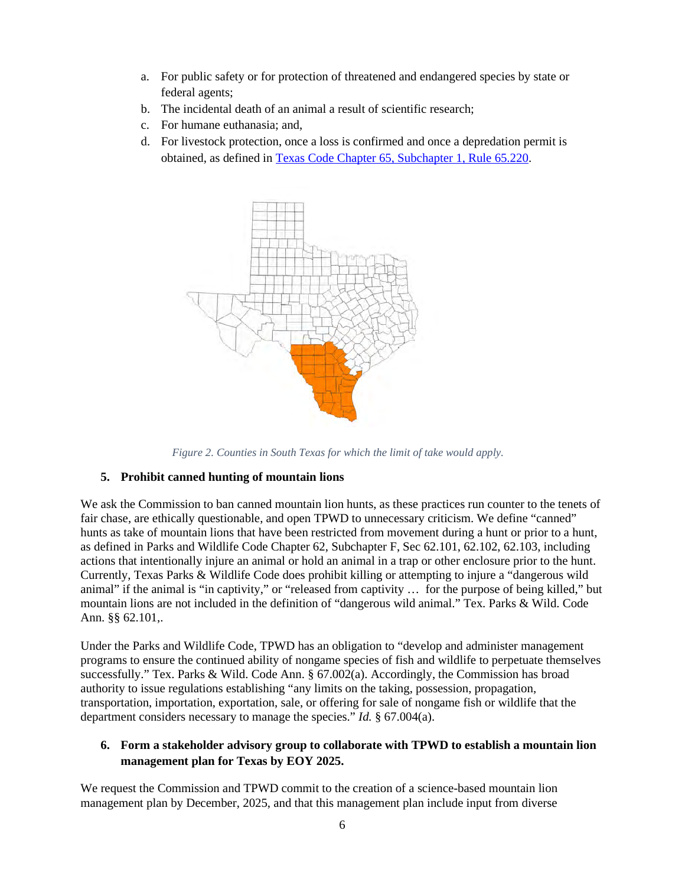a. For public safety or for protection of threatened and endangered species by state or federal agents;
b. The incidental death of an animal a result of scientific research;
c. For humane euthanasia; and,
d. For livestock protection, once a loss is confirmed and once a depredation permit is obtained, as defined in [Texas Code Chapter 65, Subchapter 1, Rule 65.220](#).

*Figure 2. Counties in South Texas for which the limit of take would apply.*

**5. Prohibit canned hunting of mountain lions**

We ask the Commission to ban canned mountain lion hunts, as these practices run counter to the tenets of fair chase, are ethically questionable, and open TPWD to unnecessary criticism. We define "canned" hunts as take of mountain lions that have been restricted from movement during a hunt or prior to a hunt, as defined in Parks and Wildlife Code Chapter 62, Subchapter F, Sec 62.101, 62.102, 62.103, including actions that intentionally injure an animal or hold an animal in a trap or other enclosure prior to the hunt. Currently, Texas Parks & Wildlife Code does prohibit killing or attempting to injure a "dangerous wild animal" if the animal is "in captivity," or "released from captivity … for the purpose of being killed," but mountain lions are not included in the definition of "dangerous wild animal." Tex. Parks & Wild. Code Ann. §§ 62.101,.

Under the Parks and Wildlife Code, TPWD has an obligation to "develop and administer management programs to ensure the continued ability of nongame species of fish and wildlife to perpetuate themselves successfully." Tex. Parks & Wild. Code Ann. § 67.002(a). Accordingly, the Commission has broad authority to issue regulations establishing "any limits on the taking, possession, propagation, transportation, importation, exportation, sale, or offering for sale of nongame fish or wildlife that the department considers necessary to manage the species." *Id.* § 67.004(a).

**6. Form a stakeholder advisory group to collaborate with TPWD to establish a mountain lion management plan for Texas by EOY 2025.**

We request the Commission and TPWD commit to the creation of a science-based mountain lion management plan by December, 2025, and that this management plan include input from diverse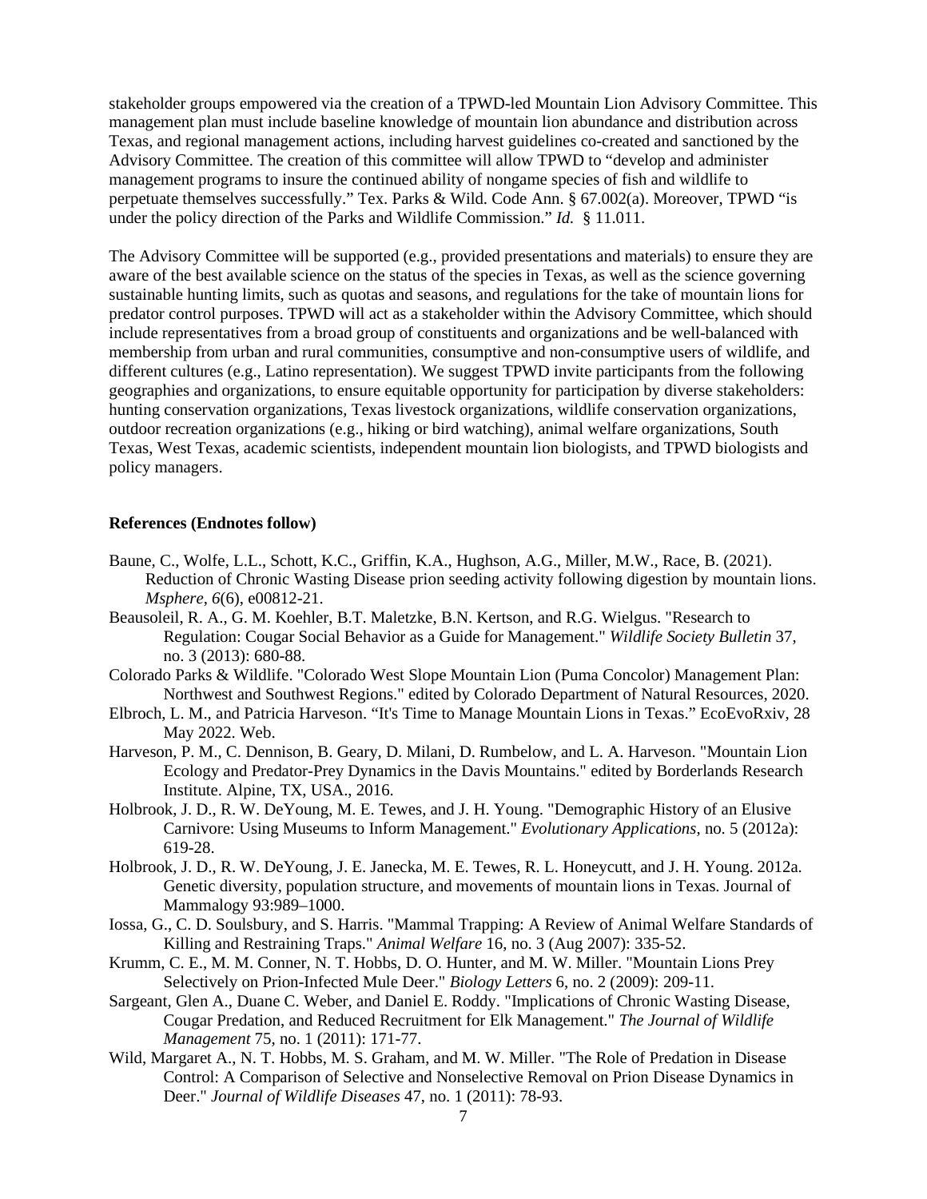stakeholder groups empowered via the creation of a TPWD-led Mountain Lion Advisory Committee. This management plan must include baseline knowledge of mountain lion abundance and distribution across Texas, and regional management actions, including harvest guidelines co-created and sanctioned by the Advisory Committee. The creation of this committee will allow TPWD to "develop and administer management programs to insure the continued ability of nongame species of fish and wildlife to perpetuate themselves successfully." Tex. Parks & Wild. Code Ann. § 67.002(a). Moreover, TPWD "is under the policy direction of the Parks and Wildlife Commission." *Id.* § 11.011.

The Advisory Committee will be supported (e.g., provided presentations and materials) to ensure they are aware of the best available science on the status of the species in Texas, as well as the science governing sustainable hunting limits, such as quotas and seasons, and regulations for the take of mountain lions for predator control purposes. TPWD will act as a stakeholder within the Advisory Committee, which should include representatives from a broad group of constituents and organizations and be well-balanced with membership from urban and rural communities, consumptive and non-consumptive users of wildlife, and different cultures (e.g., Latino representation). We suggest TPWD invite participants from the following geographies and organizations, to ensure equitable opportunity for participation by diverse stakeholders: hunting conservation organizations, Texas livestock organizations, wildlife conservation organizations, outdoor recreation organizations (e.g., hiking or bird watching), animal welfare organizations, South Texas, West Texas, academic scientists, independent mountain lion biologists, and TPWD biologists and policy managers.

**References (Endnotes follow)**

Baune, C., Wolfe, L.L., Schott, K.C., Griffin, K.A., Hughson, A.G., Miller, M.W., Race, B. (2021). Reduction of Chronic Wasting Disease prion seeding activity following digestion by mountain lions. *Msphere*, *6*(6), e00812-21.

Beausoleil, R. A., G. M. Koehler, B.T. Maletzke, B.N. Kertson, and R.G. Wielgus. "Research to Regulation: Cougar Social Behavior as a Guide for Management." *Wildlife Society Bulletin* 37, no. 3 (2013): 680-88.

Colorado Parks & Wildlife. "Colorado West Slope Mountain Lion (Puma Concolor) Management Plan: Northwest and Southwest Regions." edited by Colorado Department of Natural Resources, 2020.

Elbroch, L. M., and Patricia Harveson. "It's Time to Manage Mountain Lions in Texas." EcoEvoRxiv, 28 May 2022. Web.

Harveson, P. M., C. Dennison, B. Geary, D. Milani, D. Rumbelow, and L. A. Harveson. "Mountain Lion Ecology and Predator-Prey Dynamics in the Davis Mountains." edited by Borderlands Research Institute. Alpine, TX, USA., 2016.

Holbrook, J. D., R. W. DeYoung, M. E. Tewes, and J. H. Young. "Demographic History of an Elusive Carnivore: Using Museums to Inform Management." *Evolutionary Applications*, no. 5 (2012a): 619-28.

Holbrook, J. D., R. W. DeYoung, J. E. Janecka, M. E. Tewes, R. L. Honeycutt, and J. H. Young. 2012a. Genetic diversity, population structure, and movements of mountain lions in Texas. Journal of Mammalogy 93:989–1000.

Iossa, G., C. D. Soulsbury, and S. Harris. "Mammal Trapping: A Review of Animal Welfare Standards of Killing and Restraining Traps." *Animal Welfare* 16, no. 3 (Aug 2007): 335-52.

Krumm, C. E., M. M. Conner, N. T. Hobbs, D. O. Hunter, and M. W. Miller. "Mountain Lions Prey Selectively on Prion-Infected Mule Deer." *Biology Letters* 6, no. 2 (2009): 209-11.

Sargeant, Glen A., Duane C. Weber, and Daniel E. Roddy. "Implications of Chronic Wasting Disease, Cougar Predation, and Reduced Recruitment for Elk Management." *The Journal of Wildlife Management* 75, no. 1 (2011): 171-77.

Wild, Margaret A., N. T. Hobbs, M. S. Graham, and M. W. Miller. "The Role of Predation in Disease Control: A Comparison of Selective and Nonselective Removal on Prion Disease Dynamics in Deer." *Journal of Wildlife Diseases* 47, no. 1 (2011): 78-93.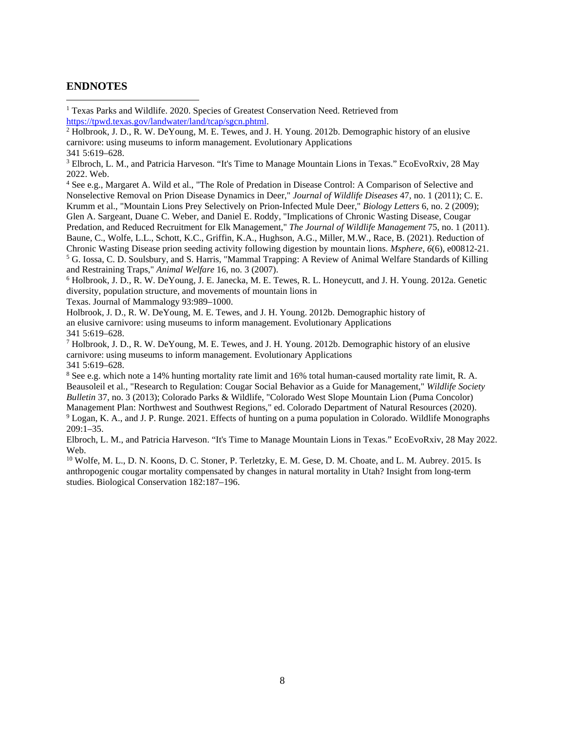## ENDNOTES

[1] Texas Parks and Wildlife. 2020. Species of Greatest Conservation Need. Retrieved from https://tpwd.texas.gov/landwater/land/tcap/sgcn.phtml.

[2] Holbrook, J. D., R. W. DeYoung, M. E. Tewes, and J. H. Young. 2012b. Demographic history of an elusive carnivore: using museums to inform management. Evolutionary Applications 341 5:619–628.

[3] Elbroch, L. M., and Patricia Harveson. "It's Time to Manage Mountain Lions in Texas." EcoEvoRxiv, 28 May 2022. Web.

[4] See e.g., Margaret A. Wild et al., "The Role of Predation in Disease Control: A Comparison of Selective and Nonselective Removal on Prion Disease Dynamics in Deer," *Journal of Wildlife Diseases* 47, no. 1 (2011); C. E. Krumm et al., "Mountain Lions Prey Selectively on Prion-Infected Mule Deer," *Biology Letters* 6, no. 2 (2009); Glen A. Sargeant, Duane C. Weber, and Daniel E. Roddy, "Implications of Chronic Wasting Disease, Cougar Predation, and Reduced Recruitment for Elk Management," *The Journal of Wildlife Management* 75, no. 1 (2011). Baune, C., Wolfe, L.L., Schott, K.C., Griffin, K.A., Hughson, A.G., Miller, M.W., Race, B. (2021). Reduction of Chronic Wasting Disease prion seeding activity following digestion by mountain lions. *Msphere*, *6*(6), e00812-21.

[5] G. Iossa, C. D. Soulsbury, and S. Harris, "Mammal Trapping: A Review of Animal Welfare Standards of Killing and Restraining Traps," *Animal Welfare* 16, no. 3 (2007).

[6] Holbrook, J. D., R. W. DeYoung, J. E. Janecka, M. E. Tewes, R. L. Honeycutt, and J. H. Young. 2012a. Genetic diversity, population structure, and movements of mountain lions in Texas. Journal of Mammalogy 93:989–1000.
Holbrook, J. D., R. W. DeYoung, M. E. Tewes, and J. H. Young. 2012b. Demographic history of an elusive carnivore: using museums to inform management. Evolutionary Applications 341 5:619–628.

[7] Holbrook, J. D., R. W. DeYoung, M. E. Tewes, and J. H. Young. 2012b. Demographic history of an elusive carnivore: using museums to inform management. Evolutionary Applications 341 5:619–628.

[8] See e.g. which note a 14% hunting mortality rate limit and 16% total human-caused mortality rate limit, R. A. Beausoleil et al., "Research to Regulation: Cougar Social Behavior as a Guide for Management," *Wildlife Society Bulletin* 37, no. 3 (2013); Colorado Parks & Wildlife, "Colorado West Slope Mountain Lion (Puma Concolor) Management Plan: Northwest and Southwest Regions," ed. Colorado Department of Natural Resources (2020).

[9] Logan, K. A., and J. P. Runge. 2021. Effects of hunting on a puma population in Colorado. Wildlife Monographs 209:1–35.
Elbroch, L. M., and Patricia Harveson. "It's Time to Manage Mountain Lions in Texas." EcoEvoRxiv, 28 May 2022. Web.

[10] Wolfe, M. L., D. N. Koons, D. C. Stoner, P. Terletzky, E. M. Gese, D. M. Choate, and L. M. Aubrey. 2015. Is anthropogenic cougar mortality compensated by changes in natural mortality in Utah? Insight from long-term studies. Biological Conservation 182:187–196.